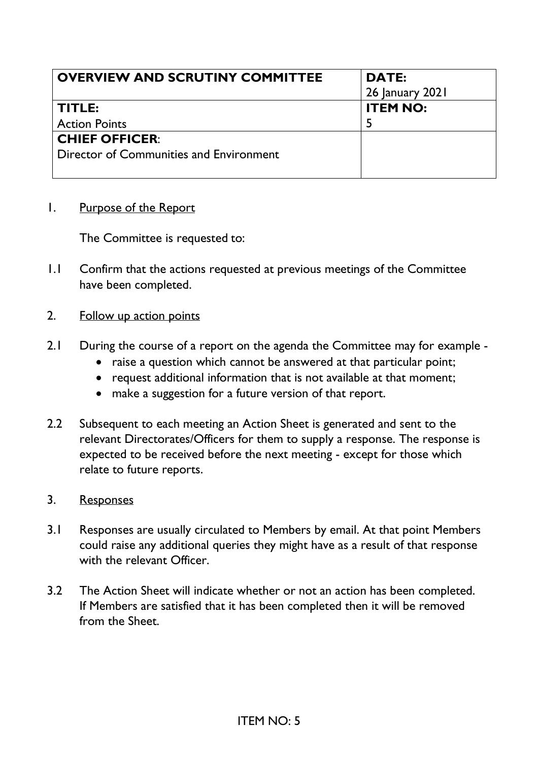| **OVERVIEW AND SCRUTINY COMMITTEE** | **DATE:** 26 January 2021 |
|---|---|
| **TITLE:** Action Points | **ITEM NO:** 5 |
| **CHIEF OFFICER**: Director of Communities and Environment | |

1. Purpose of the Report

   The Committee is requested to:

1.1 Confirm that the actions requested at previous meetings of the Committee have been completed.

2. Follow up action points

2.1 During the course of a report on the agenda the Committee may for example -
   - raise a question which cannot be answered at that particular point;
   - request additional information that is not available at that moment;
   - make a suggestion for a future version of that report.

2.2 Subsequent to each meeting an Action Sheet is generated and sent to the relevant Directorates/Officers for them to supply a response. The response is expected to be received before the next meeting - except for those which relate to future reports.

3. Responses

3.1 Responses are usually circulated to Members by email. At that point Members could raise any additional queries they might have as a result of that response with the relevant Officer.

3.2 The Action Sheet will indicate whether or not an action has been completed. If Members are satisfied that it has been completed then it will be removed from the Sheet.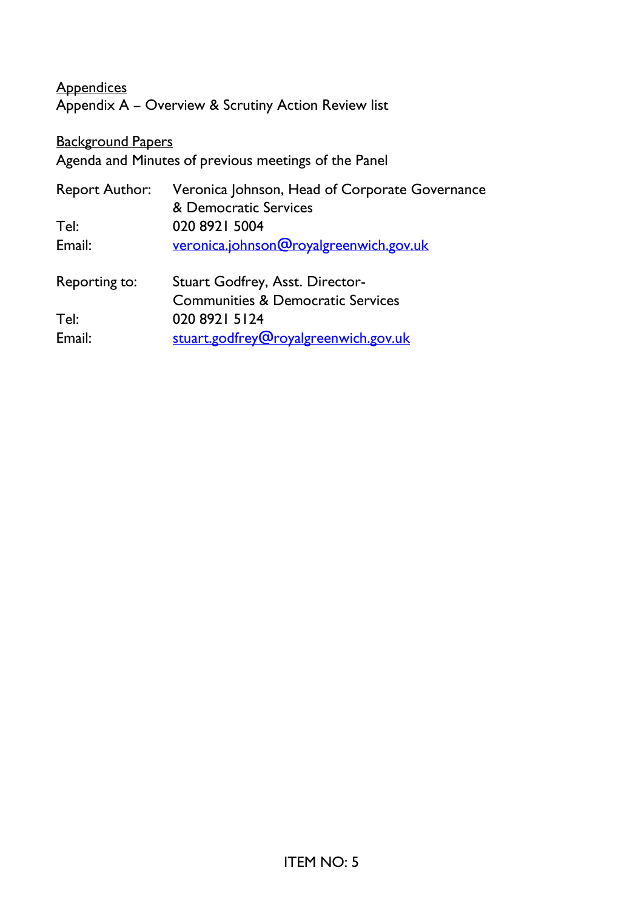<u>Appendices</u>
Appendix A – Overview & Scrutiny Action Review list

<u>Background Papers</u>
Agenda and Minutes of previous meetings of the Panel

| | |
|---|---|
| Report Author: | Veronica Johnson, Head of Corporate Governance & Democratic Services |
| Tel: | 020 8921 5004 |
| Email: | veronica.johnson@royalgreenwich.gov.uk |
| | |
| Reporting to: | Stuart Godfrey, Asst. Director-Communities & Democratic Services |
| Tel: | 020 8921 5124 |
| Email: | stuart.godfrey@royalgreenwich.gov.uk |

ITEM NO: 5